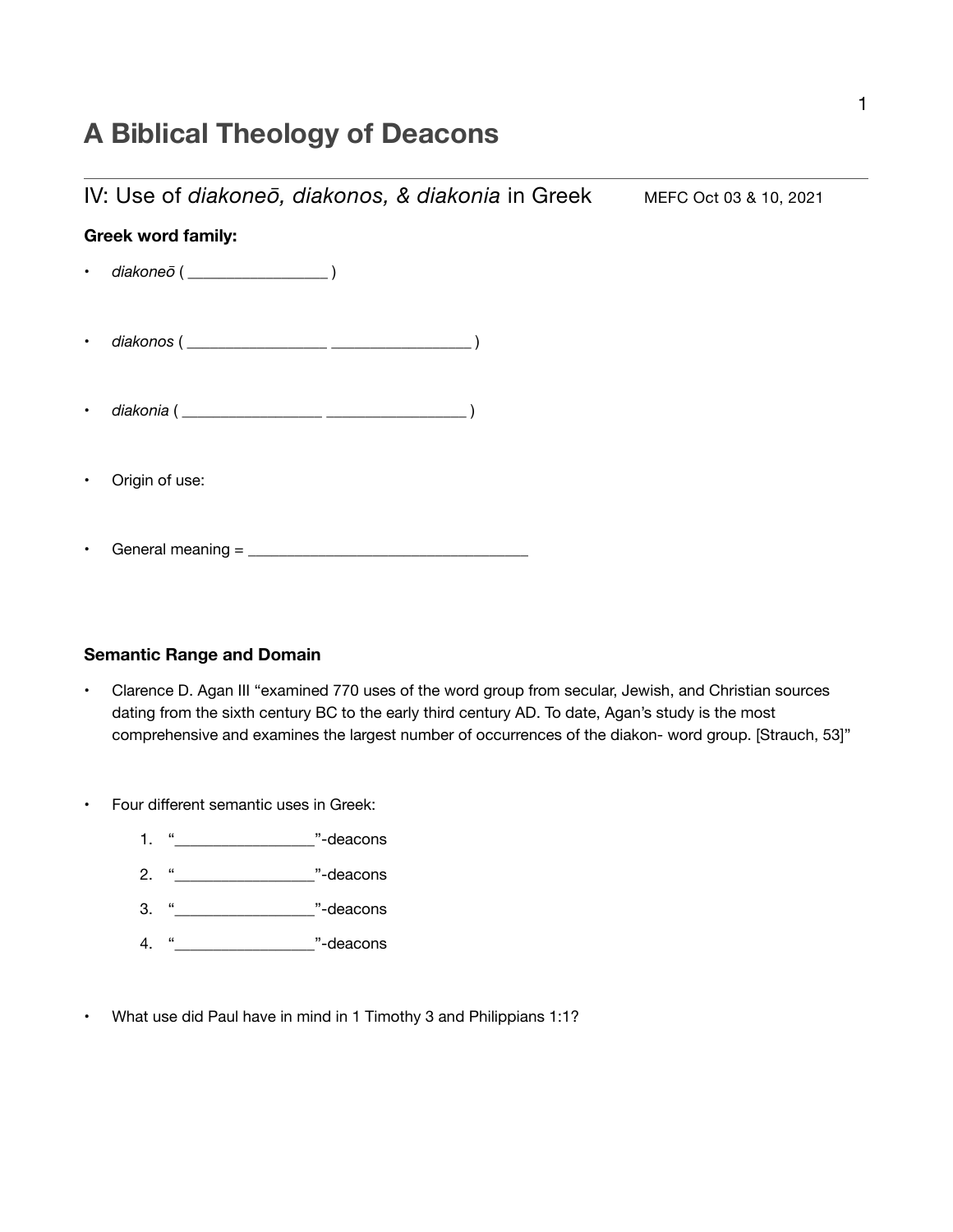# A Biblical Theology of Deacons

---

## IV: Use of *diakoneō, diakonos, & diakonia* in Greek

MEFC Oct 03 & 10, 2021

**Greek word family:**

- *diakoneō* ( _________________ )

- *diakonos* ( _________________ _________________ )

- *diakonia* ( _________________ _________________ )

- Origin of use:

- General meaning = ___________________________________

**Semantic Range and Domain**

- Clarence D. Agan III "examined 770 uses of the word group from secular, Jewish, and Christian sources dating from the sixth century BC to the early third century AD. To date, Agan's study is the most comprehensive and examines the largest number of occurrences of the diakon- word group. [Strauch, 53]"

- Four different semantic uses in Greek:
    1. "_________________"-deacons
    2. "_________________"-deacons
    3. "_________________"-deacons
    4. "_________________"-deacons

- What use did Paul have in mind in 1 Timothy 3 and Philippians 1:1?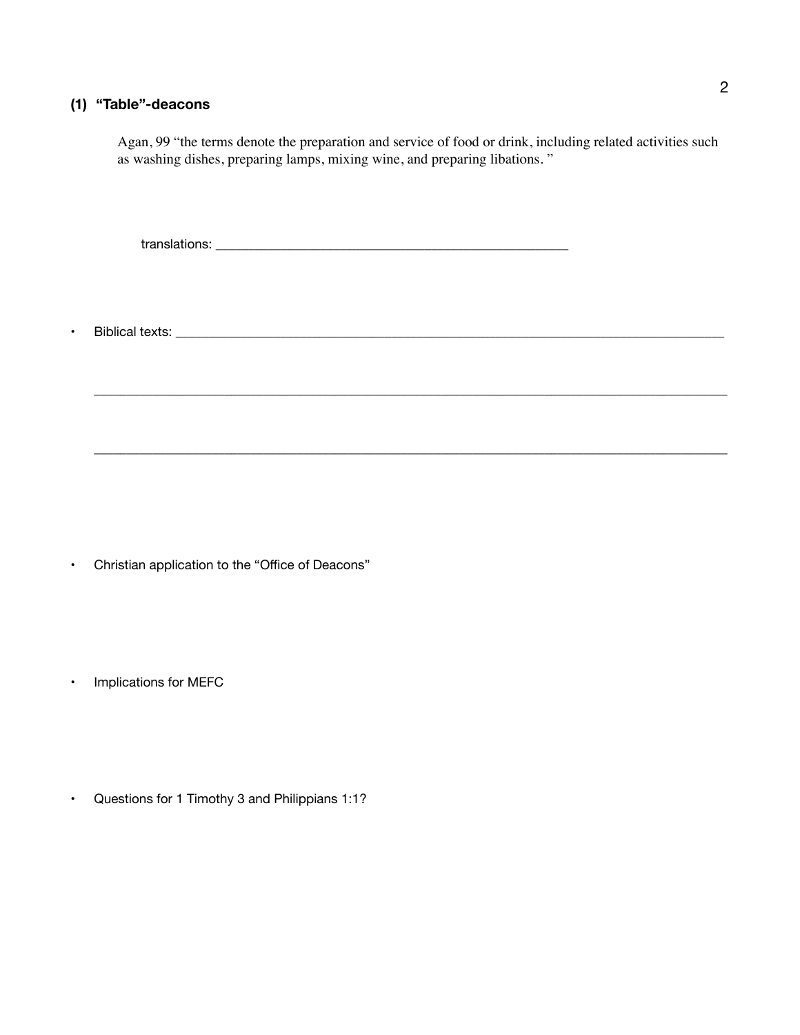## (1) "Table"-deacons

Agan, 99 "the terms denote the preparation and service of food or drink, including related activities such as washing dishes, preparing lamps, mixing wine, and preparing libations. "

translations: ____________________________________________

- Biblical texts: ________________________________________________________________________

______________________________________________________________________________

______________________________________________________________________________

- Christian application to the "Office of Deacons"

- Implications for MEFC

- Questions for 1 Timothy 3 and Philippians 1:1?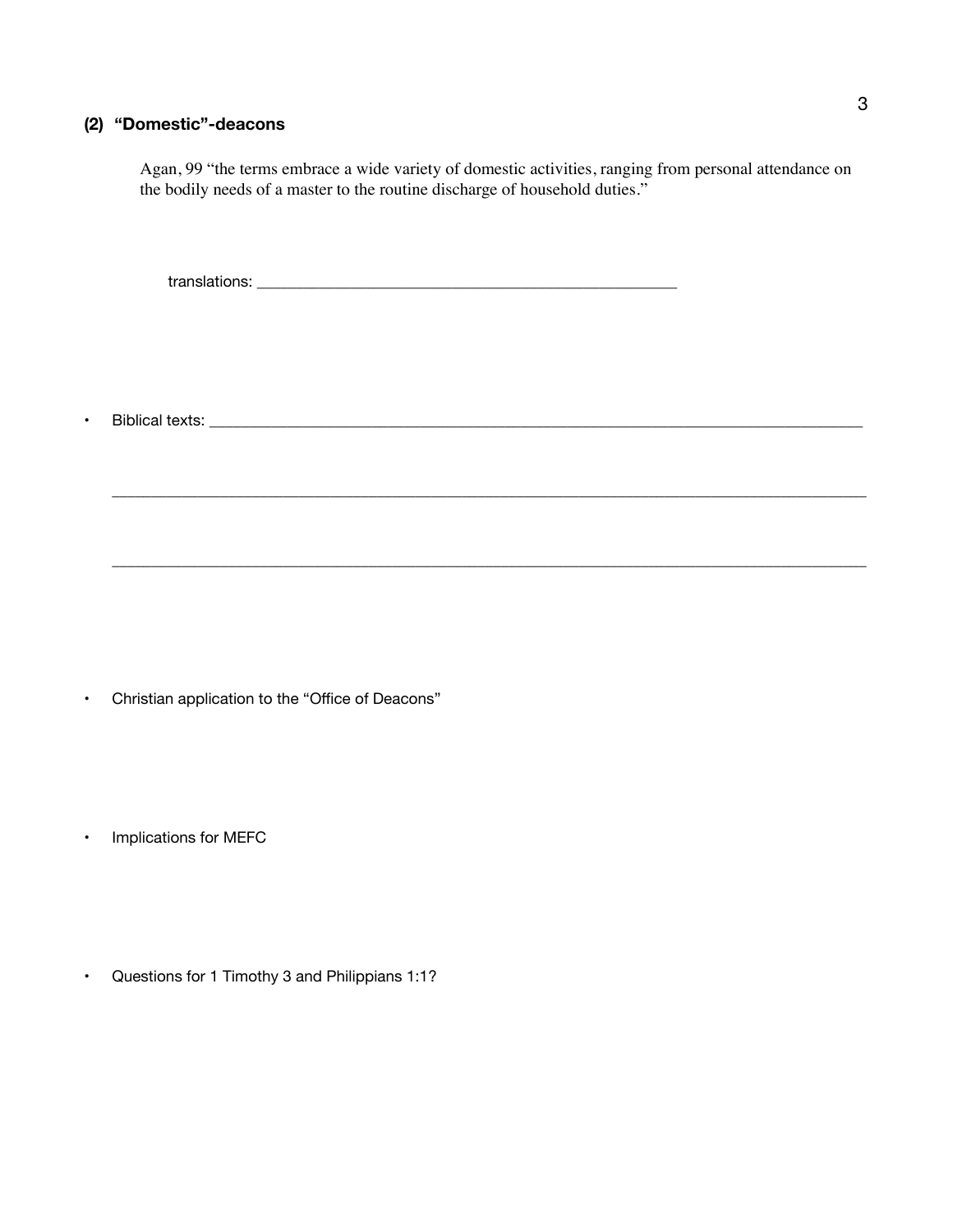### (2) “Domestic”-deacons

Agan, 99 “the terms embrace a wide variety of domestic activities, ranging from personal attendance on the bodily needs of a master to the routine discharge of household duties.”

translations: ____________________________________________________

- Biblical texts: ____________________________________________________________________________________

____________________________________________________________________________________________

____________________________________________________________________________________________

- Christian application to the “Office of Deacons”

- Implications for MEFC

- Questions for 1 Timothy 3 and Philippians 1:1?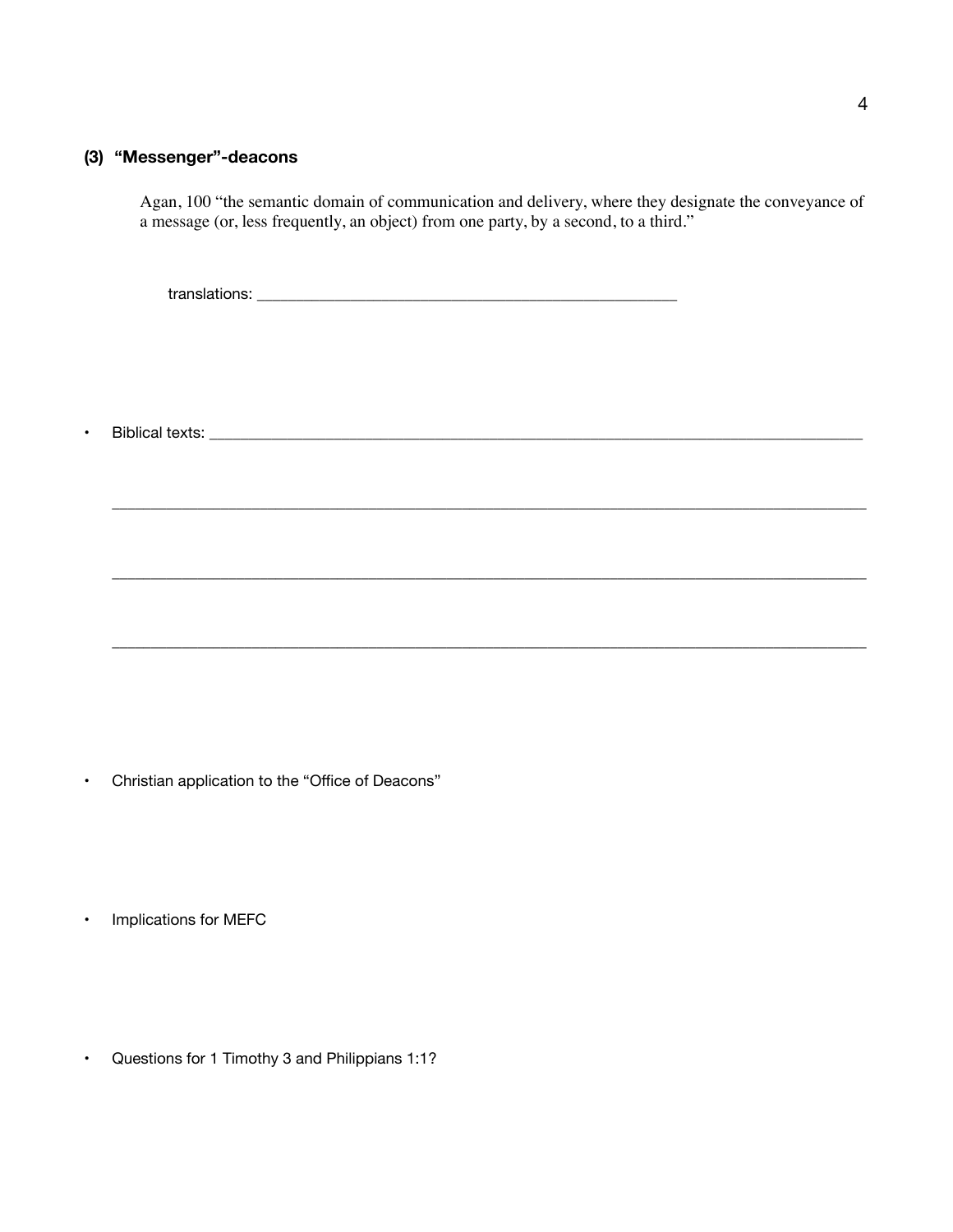### (3) "Messenger"-deacons

Agan, 100 "the semantic domain of communication and delivery, where they designate the conveyance of a message (or, less frequently, an object) from one party, by a second, to a third."

translations: ____________________________________________

- Biblical texts: ________________________________________________________________________

  ________________________________________________________________________________

  ________________________________________________________________________________

  ________________________________________________________________________________

- Christian application to the "Office of Deacons"

- Implications for MEFC

- Questions for 1 Timothy 3 and Philippians 1:1?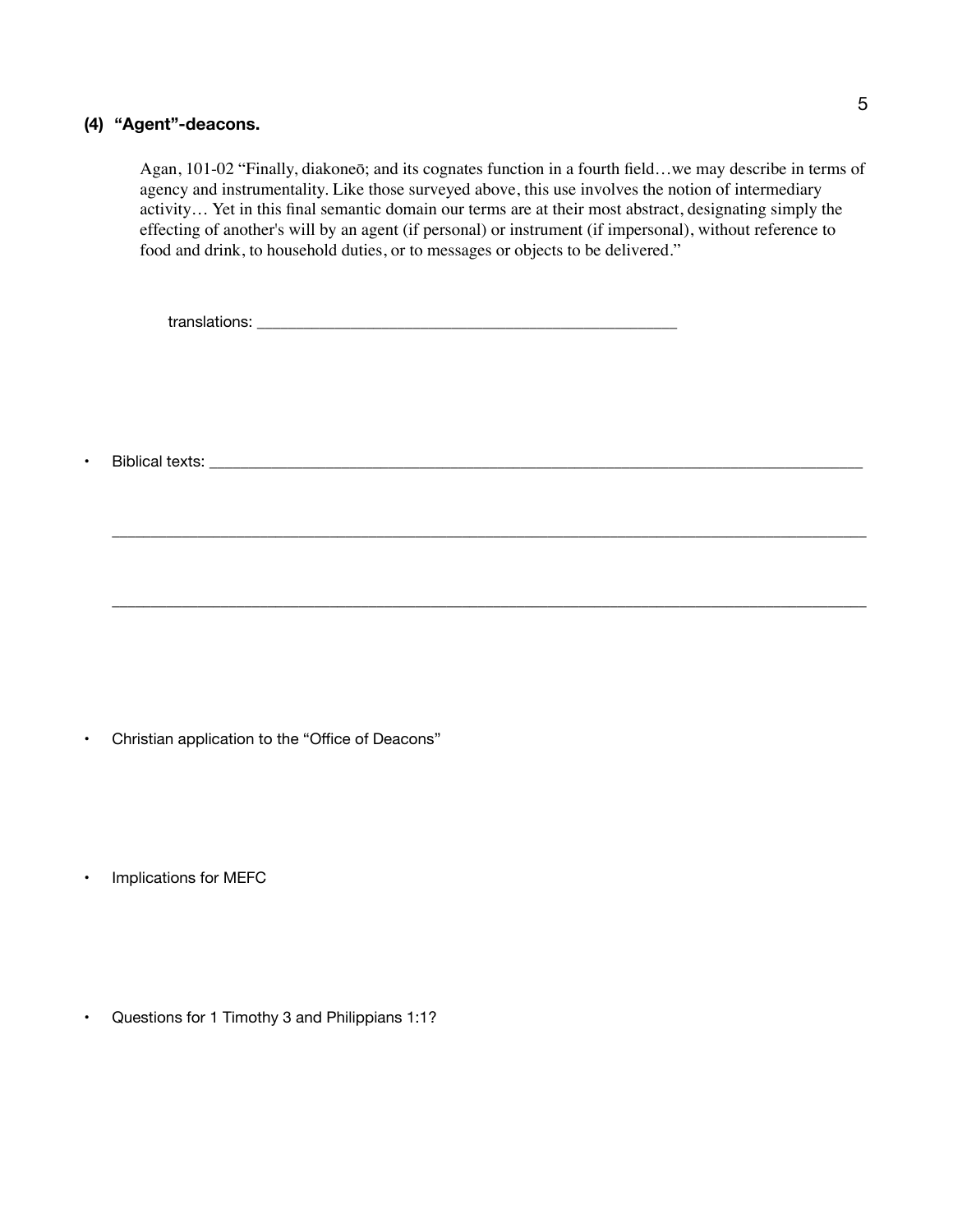### (4) "Agent"-deacons.

> Agan, 101-02 "Finally, diakoneō; and its cognates function in a fourth field…we may describe in terms of agency and instrumentality. Like those surveyed above, this use involves the notion of intermediary activity… Yet in this final semantic domain our terms are at their most abstract, designating simply the effecting of another's will by an agent (if personal) or instrument (if impersonal), without reference to food and drink, to household duties, or to messages or objects to be delivered."

translations: ____________________________________________________

- Biblical texts: ________________________________________________________________________________

________________________________________________________________________________________________

________________________________________________________________________________________________

- Christian application to the "Office of Deacons"

- Implications for MEFC

- Questions for 1 Timothy 3 and Philippians 1:1?